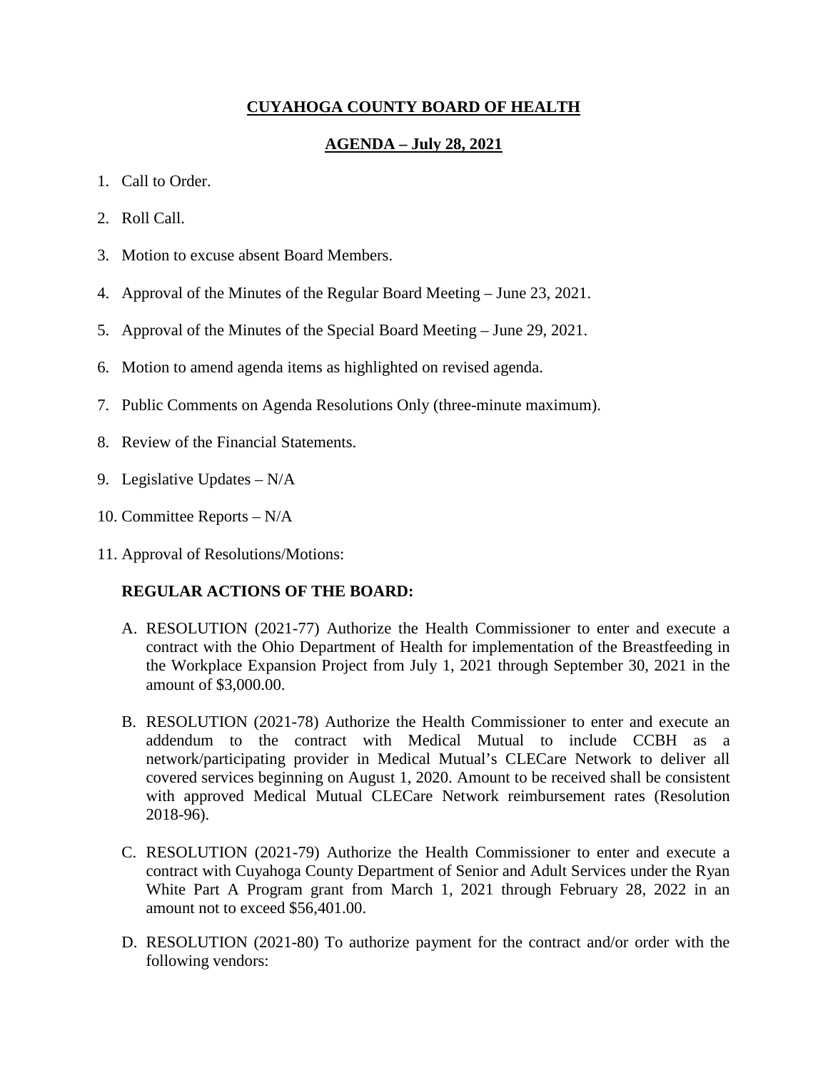# CUYAHOGA COUNTY BOARD OF HEALTH

## AGENDA – July 28, 2021

1. Call to Order.
2. Roll Call.
3. Motion to excuse absent Board Members.
4. Approval of the Minutes of the Regular Board Meeting – June 23, 2021.
5. Approval of the Minutes of the Special Board Meeting – June 29, 2021.
6. Motion to amend agenda items as highlighted on revised agenda.
7. Public Comments on Agenda Resolutions Only (three-minute maximum).
8. Review of the Financial Statements.
9. Legislative Updates – N/A
10. Committee Reports – N/A
11. Approval of Resolutions/Motions:

**REGULAR ACTIONS OF THE BOARD:**

A. RESOLUTION (2021-77) Authorize the Health Commissioner to enter and execute a contract with the Ohio Department of Health for implementation of the Breastfeeding in the Workplace Expansion Project from July 1, 2021 through September 30, 2021 in the amount of $3,000.00.

B. RESOLUTION (2021-78) Authorize the Health Commissioner to enter and execute an addendum to the contract with Medical Mutual to include CCBH as a network/participating provider in Medical Mutual's CLECare Network to deliver all covered services beginning on August 1, 2020. Amount to be received shall be consistent with approved Medical Mutual CLECare Network reimbursement rates (Resolution 2018-96).

C. RESOLUTION (2021-79) Authorize the Health Commissioner to enter and execute a contract with Cuyahoga County Department of Senior and Adult Services under the Ryan White Part A Program grant from March 1, 2021 through February 28, 2022 in an amount not to exceed $56,401.00.

D. RESOLUTION (2021-80) To authorize payment for the contract and/or order with the following vendors: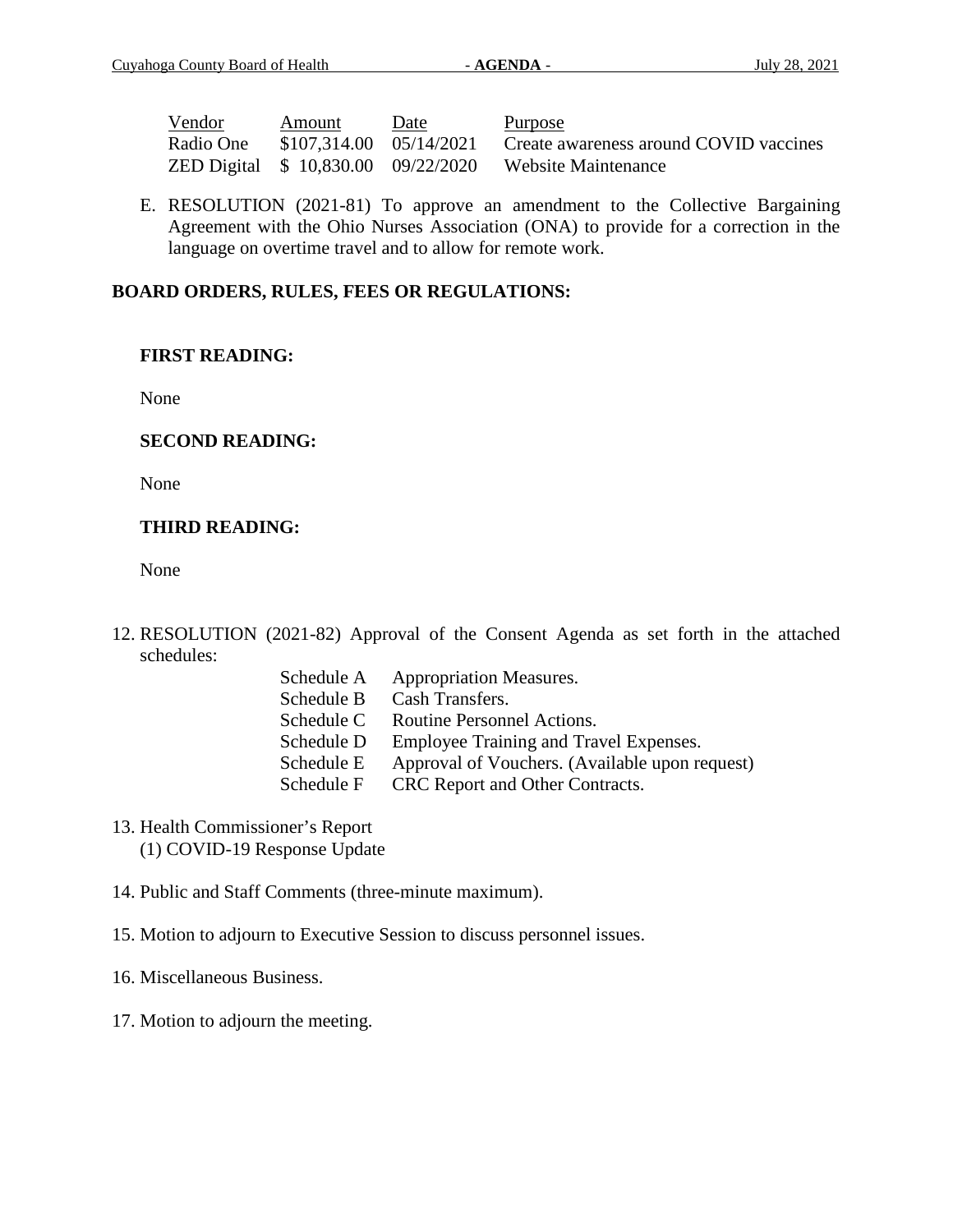| Vendor | Amount | Date | Purpose |
|---|---|---|---|
| Radio One | $107,314.00 | 05/14/2021 | Create awareness around COVID vaccines |
| ZED Digital | $ 10,830.00 | 09/22/2020 | Website Maintenance |

E. RESOLUTION (2021-81) To approve an amendment to the Collective Bargaining Agreement with the Ohio Nurses Association (ONA) to provide for a correction in the language on overtime travel and to allow for remote work.

**BOARD ORDERS, RULES, FEES OR REGULATIONS:**

**FIRST READING:**

None

**SECOND READING:**

None

**THIRD READING:**

None

12. RESOLUTION (2021-82) Approval of the Consent Agenda as set forth in the attached schedules:

| | |
|---|---|
| Schedule A | Appropriation Measures. |
| Schedule B | Cash Transfers. |
| Schedule C | Routine Personnel Actions. |
| Schedule D | Employee Training and Travel Expenses. |
| Schedule E | Approval of Vouchers. (Available upon request) |
| Schedule F | CRC Report and Other Contracts. |

13. Health Commissioner's Report
    (1) COVID-19 Response Update

14. Public and Staff Comments (three-minute maximum).

15. Motion to adjourn to Executive Session to discuss personnel issues.

16. Miscellaneous Business.

17. Motion to adjourn the meeting.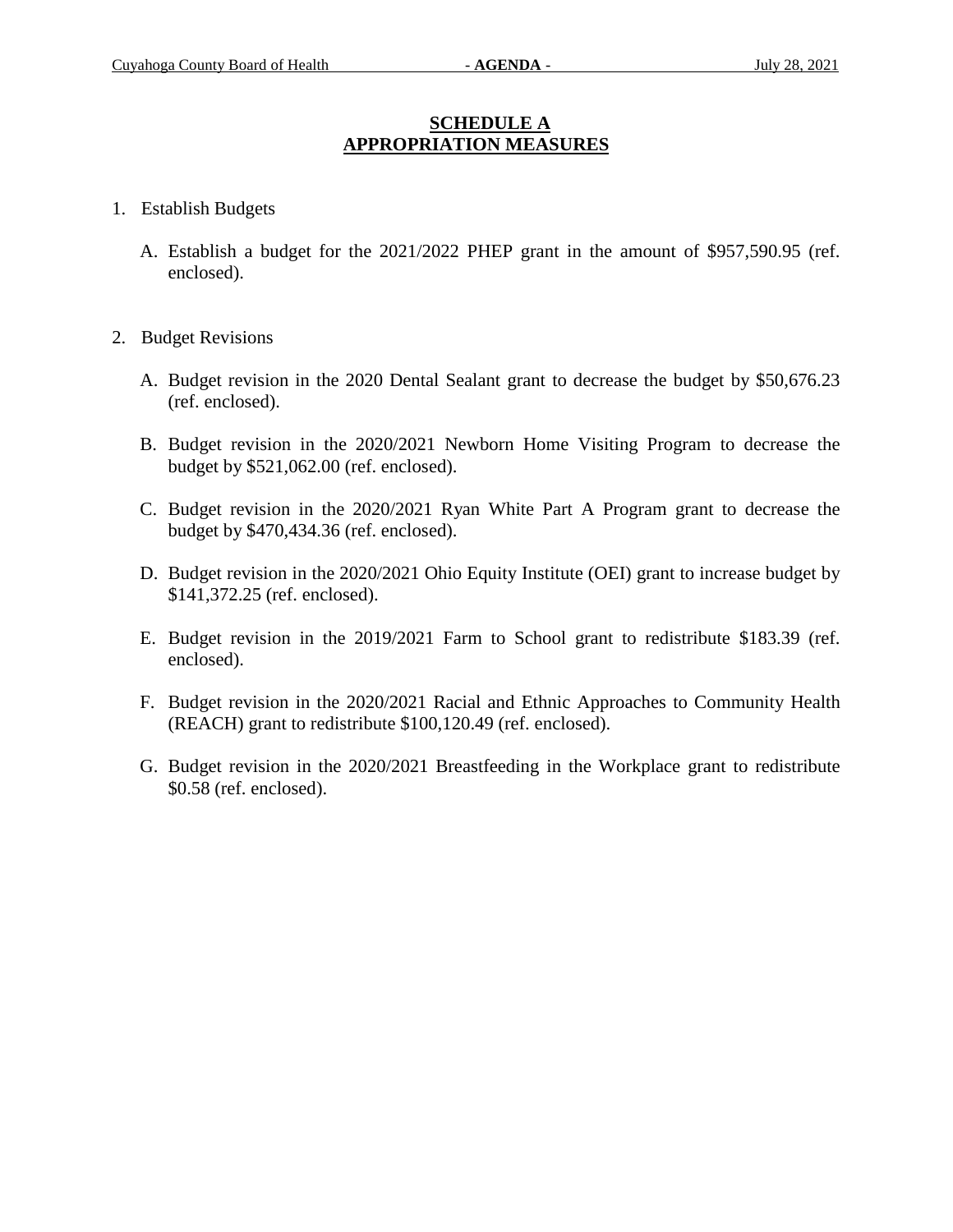## SCHEDULE A
## APPROPRIATION MEASURES

1. Establish Budgets

   A. Establish a budget for the 2021/2022 PHEP grant in the amount of $957,590.95 (ref. enclosed).

2. Budget Revisions

   A. Budget revision in the 2020 Dental Sealant grant to decrease the budget by $50,676.23 (ref. enclosed).

   B. Budget revision in the 2020/2021 Newborn Home Visiting Program to decrease the budget by $521,062.00 (ref. enclosed).

   C. Budget revision in the 2020/2021 Ryan White Part A Program grant to decrease the budget by $470,434.36 (ref. enclosed).

   D. Budget revision in the 2020/2021 Ohio Equity Institute (OEI) grant to increase budget by $141,372.25 (ref. enclosed).

   E. Budget revision in the 2019/2021 Farm to School grant to redistribute $183.39 (ref. enclosed).

   F. Budget revision in the 2020/2021 Racial and Ethnic Approaches to Community Health (REACH) grant to redistribute $100,120.49 (ref. enclosed).

   G. Budget revision in the 2020/2021 Breastfeeding in the Workplace grant to redistribute $0.58 (ref. enclosed).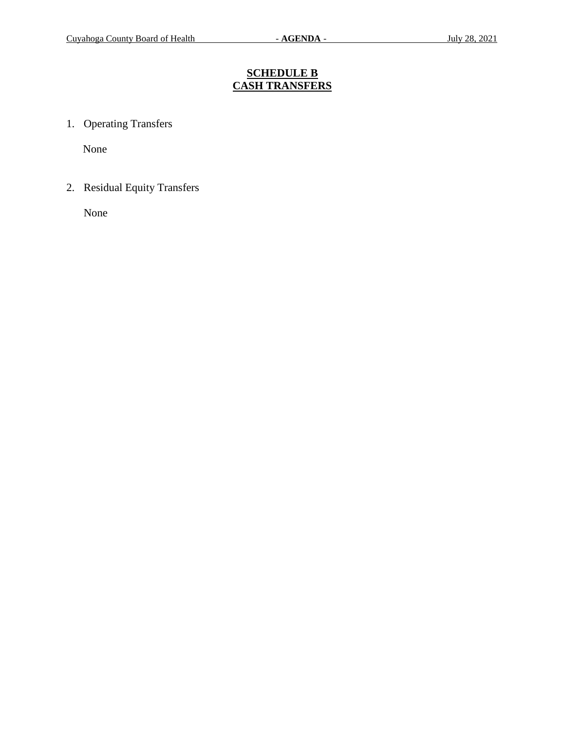## SCHEDULE B
## CASH TRANSFERS

1. Operating Transfers

   None

2. Residual Equity Transfers

   None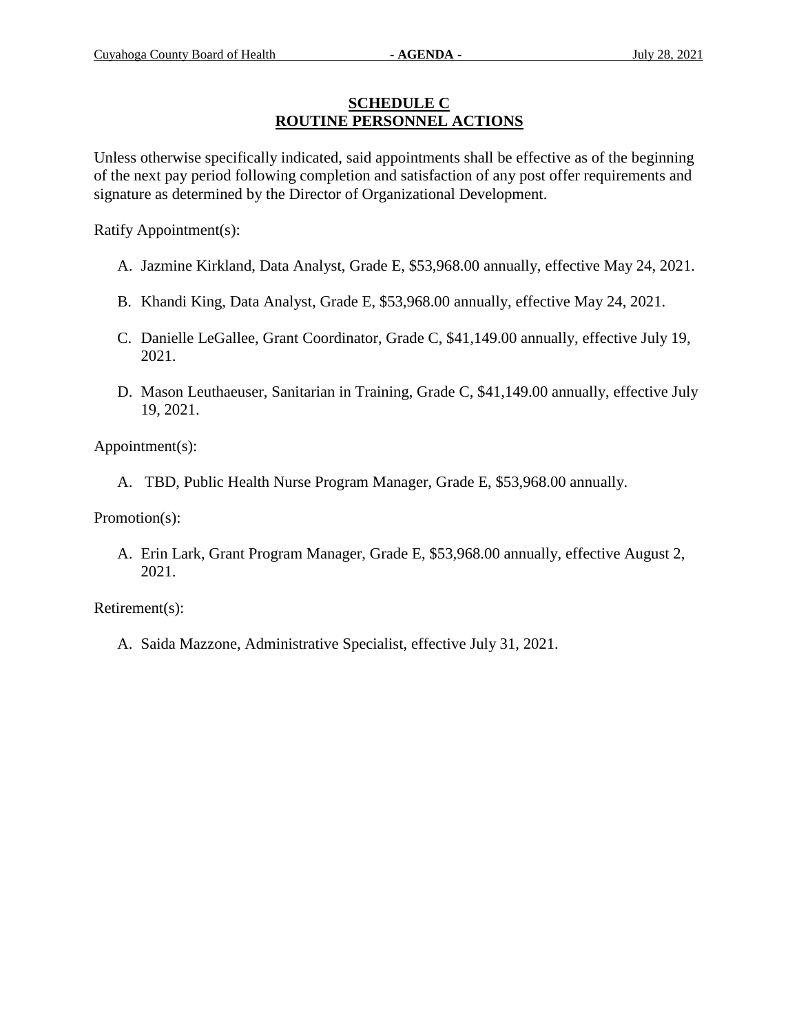## SCHEDULE C
## ROUTINE PERSONNEL ACTIONS

Unless otherwise specifically indicated, said appointments shall be effective as of the beginning of the next pay period following completion and satisfaction of any post offer requirements and signature as determined by the Director of Organizational Development.

Ratify Appointment(s):

A. Jazmine Kirkland, Data Analyst, Grade E, $53,968.00 annually, effective May 24, 2021.

B. Khandi King, Data Analyst, Grade E, $53,968.00 annually, effective May 24, 2021.

C. Danielle LeGallee, Grant Coordinator, Grade C, $41,149.00 annually, effective July 19, 2021.

D. Mason Leuthaeuser, Sanitarian in Training, Grade C, $41,149.00 annually, effective July 19, 2021.

Appointment(s):

A. TBD, Public Health Nurse Program Manager, Grade E, $53,968.00 annually.

Promotion(s):

A. Erin Lark, Grant Program Manager, Grade E, $53,968.00 annually, effective August 2, 2021.

Retirement(s):

A. Saida Mazzone, Administrative Specialist, effective July 31, 2021.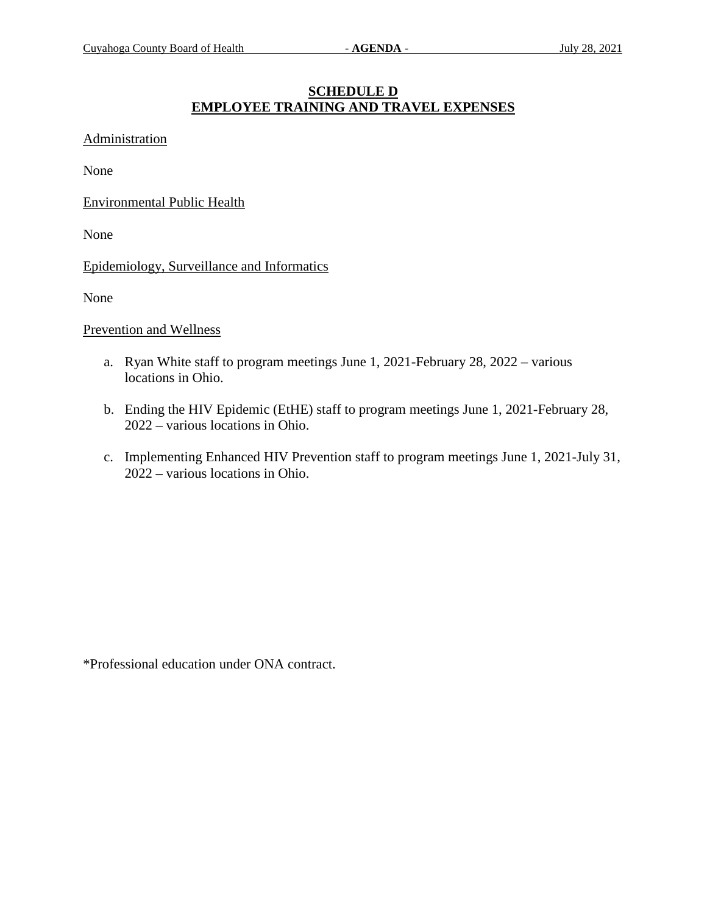## SCHEDULE D
## EMPLOYEE TRAINING AND TRAVEL EXPENSES

Administration

None

Environmental Public Health

None

Epidemiology, Surveillance and Informatics

None

Prevention and Wellness

a. Ryan White staff to program meetings June 1, 2021-February 28, 2022 – various locations in Ohio.

b. Ending the HIV Epidemic (EtHE) staff to program meetings June 1, 2021-February 28, 2022 – various locations in Ohio.

c. Implementing Enhanced HIV Prevention staff to program meetings June 1, 2021-July 31, 2022 – various locations in Ohio.

*Professional education under ONA contract.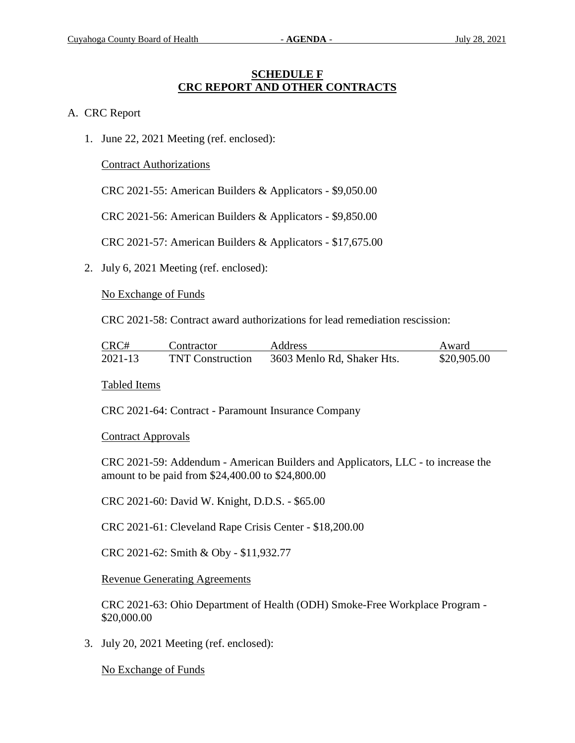## SCHEDULE F
## CRC REPORT AND OTHER CONTRACTS

A. CRC Report

1. June 22, 2021 Meeting (ref. enclosed):

   Contract Authorizations

   CRC 2021-55: American Builders & Applicators - $9,050.00

   CRC 2021-56: American Builders & Applicators - $9,850.00

   CRC 2021-57: American Builders & Applicators - $17,675.00

2. July 6, 2021 Meeting (ref. enclosed):

   No Exchange of Funds

   CRC 2021-58: Contract award authorizations for lead remediation rescission:

   | CRC# | Contractor | Address | Award |
   |---|---|---|---|
   | 2021-13 | TNT Construction | 3603 Menlo Rd, Shaker Hts. | $20,905.00 |

   Tabled Items

   CRC 2021-64: Contract - Paramount Insurance Company

   Contract Approvals

   CRC 2021-59: Addendum - American Builders and Applicators, LLC - to increase the amount to be paid from $24,400.00 to $24,800.00

   CRC 2021-60: David W. Knight, D.D.S. - $65.00

   CRC 2021-61: Cleveland Rape Crisis Center - $18,200.00

   CRC 2021-62: Smith & Oby - $11,932.77

   Revenue Generating Agreements

   CRC 2021-63: Ohio Department of Health (ODH) Smoke-Free Workplace Program - $20,000.00

3. July 20, 2021 Meeting (ref. enclosed):

   No Exchange of Funds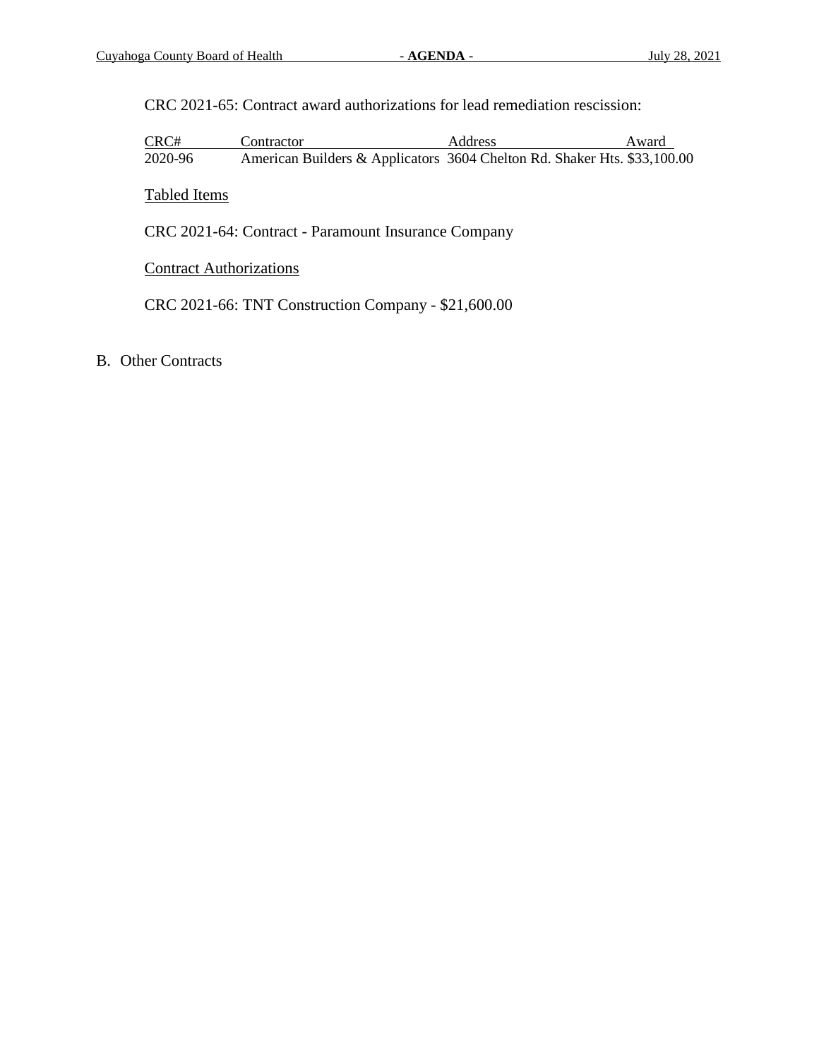CRC 2021-65: Contract award authorizations for lead remediation rescission:

| CRC# | Contractor | Address | Award |
|---|---|---|---|
| 2020-96 | American Builders & Applicators | 3604 Chelton Rd. Shaker Hts. | $33,100.00 |

Tabled Items

CRC 2021-64: Contract - Paramount Insurance Company

Contract Authorizations

CRC 2021-66: TNT Construction Company - $21,600.00

B. Other Contracts